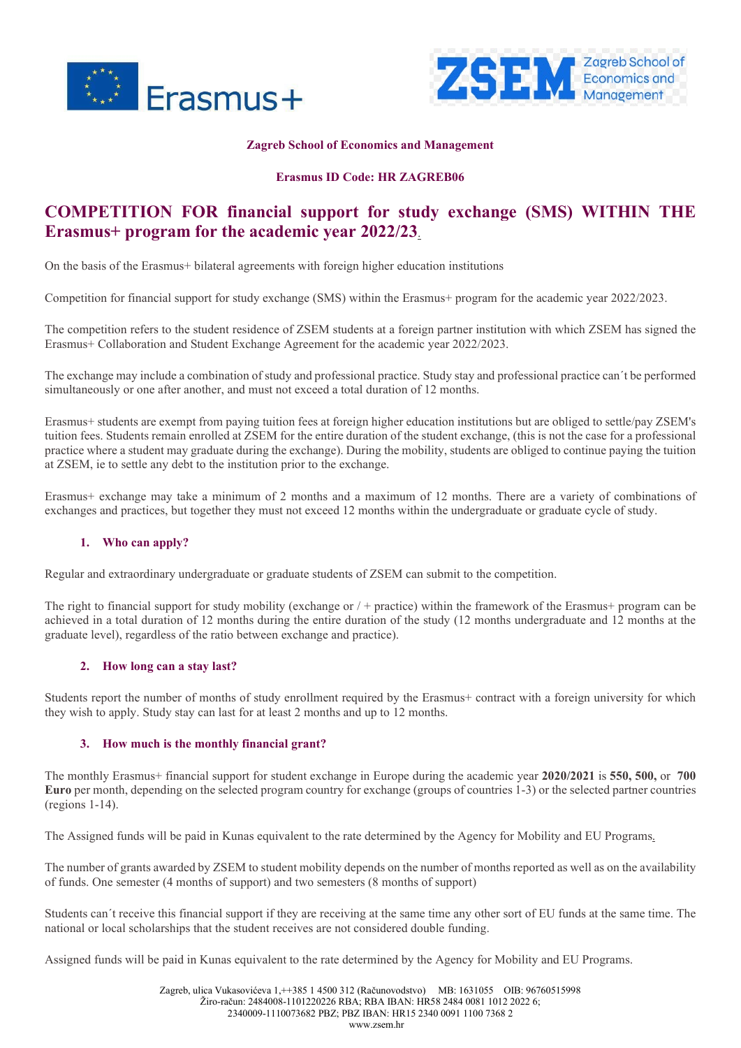**Zagreb School of Economics and Management**

**Erasmus ID Code: HR ZAGREB06**

# COMPETITION FOR financial support for study exchange (SMS) WITHIN THE Erasmus+ program for the academic year 2022/23.

On the basis of the Erasmus+ bilateral agreements with foreign higher education institutions

Competition for financial support for study exchange (SMS) within the Erasmus+ program for the academic year 2022/2023.

The competition refers to the student residence of ZSEM students at a foreign partner institution with which ZSEM has signed the Erasmus+ Collaboration and Student Exchange Agreement for the academic year 2022/2023.

The exchange may include a combination of study and professional practice. Study stay and professional practice can´t be performed simultaneously or one after another, and must not exceed a total duration of 12 months.

Erasmus+ students are exempt from paying tuition fees at foreign higher education institutions but are obliged to settle/pay ZSEM's tuition fees. Students remain enrolled at ZSEM for the entire duration of the student exchange, (this is not the case for a professional practice where a student may graduate during the exchange). During the mobility, students are obliged to continue paying the tuition at ZSEM, ie to settle any debt to the institution prior to the exchange.

Erasmus+ exchange may take a minimum of 2 months and a maximum of 12 months. There are a variety of combinations of exchanges and practices, but together they must not exceed 12 months within the undergraduate or graduate cycle of study.

## 1. Who can apply?

Regular and extraordinary undergraduate or graduate students of ZSEM can submit to the competition.

The right to financial support for study mobility (exchange or / + practice) within the framework of the Erasmus+ program can be achieved in a total duration of 12 months during the entire duration of the study (12 months undergraduate and 12 months at the graduate level), regardless of the ratio between exchange and practice).

## 2. How long can a stay last?

Students report the number of months of study enrollment required by the Erasmus+ contract with a foreign university for which they wish to apply. Study stay can last for at least 2 months and up to 12 months.

## 3. How much is the monthly financial grant?

The monthly Erasmus+ financial support for student exchange in Europe during the academic year **2020/2021** is **550, 500,** or **700 Euro** per month, depending on the selected program country for exchange (groups of countries 1-3) or the selected partner countries (regions 1-14).

The Assigned funds will be paid in Kunas equivalent to the rate determined by the Agency for Mobility and EU Programs.

The number of grants awarded by ZSEM to student mobility depends on the number of months reported as well as on the availability of funds. One semester (4 months of support) and two semesters (8 months of support)

Students can´t receive this financial support if they are receiving at the same time any other sort of EU funds at the same time. The national or local scholarships that the student receives are not considered double funding.

Assigned funds will be paid in Kunas equivalent to the rate determined by the Agency for Mobility and EU Programs.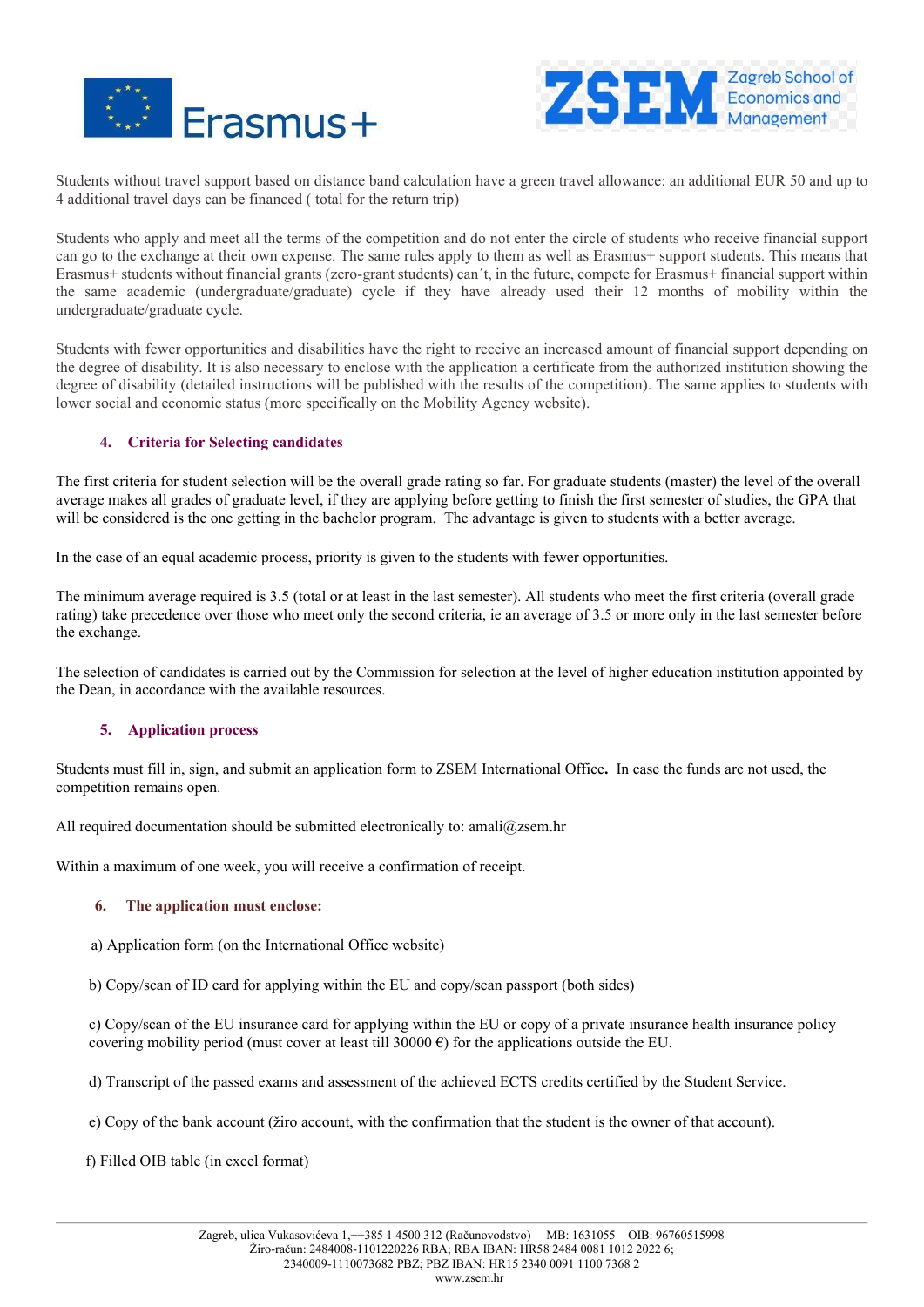Students without travel support based on distance band calculation have a green travel allowance: an additional EUR 50 and up to 4 additional travel days can be financed ( total for the return trip)

Students who apply and meet all the terms of the competition and do not enter the circle of students who receive financial support can go to the exchange at their own expense. The same rules apply to them as well as Erasmus+ support students. This means that Erasmus+ students without financial grants (zero-grant students) can´t, in the future, compete for Erasmus+ financial support within the same academic (undergraduate/graduate) cycle if they have already used their 12 months of mobility within the undergraduate/graduate cycle.

Students with fewer opportunities and disabilities have the right to receive an increased amount of financial support depending on the degree of disability. It is also necessary to enclose with the application a certificate from the authorized institution showing the degree of disability (detailed instructions will be published with the results of the competition). The same applies to students with lower social and economic status (more specifically on the Mobility Agency website).

## 4. Criteria for Selecting candidates

The first criteria for student selection will be the overall grade rating so far. For graduate students (master) the level of the overall average makes all grades of graduate level, if they are applying before getting to finish the first semester of studies, the GPA that will be considered is the one getting in the bachelor program. The advantage is given to students with a better average.

In the case of an equal academic process, priority is given to the students with fewer opportunities.

The minimum average required is 3.5 (total or at least in the last semester). All students who meet the first criteria (overall grade rating) take precedence over those who meet only the second criteria, ie an average of 3.5 or more only in the last semester before the exchange.

The selection of candidates is carried out by the Commission for selection at the level of higher education institution appointed by the Dean, in accordance with the available resources.

## 5. Application process

Students must fill in, sign, and submit an application form to ZSEM International Office**.** In case the funds are not used, the competition remains open.

All required documentation should be submitted electronically to: amali@zsem.hr

Within a maximum of one week, you will receive a confirmation of receipt.

## 6. The application must enclose:

a) Application form (on the International Office website)

b) Copy/scan of ID card for applying within the EU and copy/scan passport (both sides)

c) Copy/scan of the EU insurance card for applying within the EU or copy of a private insurance health insurance policy covering mobility period (must cover at least till 30000 €) for the applications outside the EU.

d) Transcript of the passed exams and assessment of the achieved ECTS credits certified by the Student Service.

e) Copy of the bank account (žiro account, with the confirmation that the student is the owner of that account).

f) Filled OIB table (in excel format)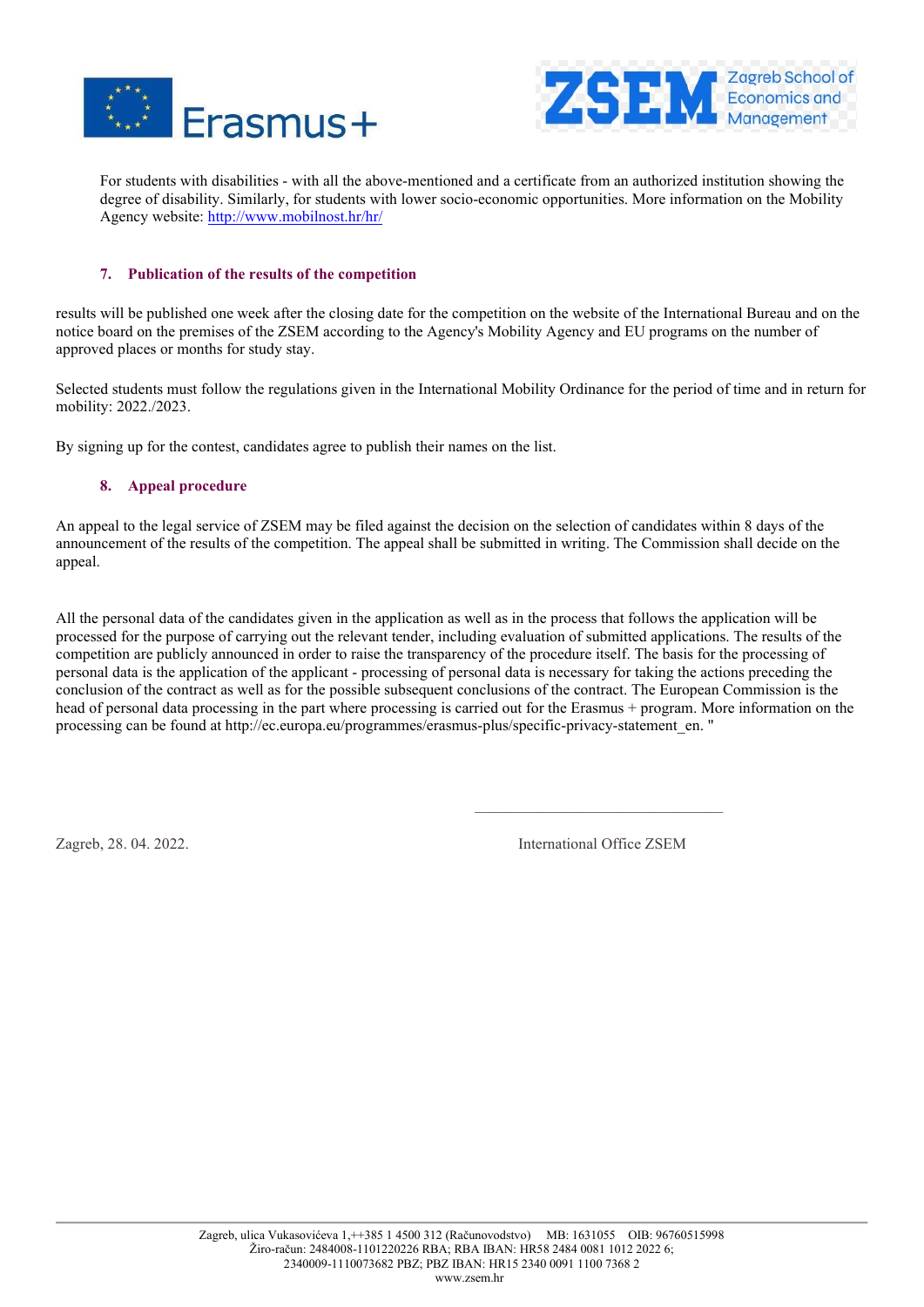For students with disabilities - with all the above-mentioned and a certificate from an authorized institution showing the degree of disability. Similarly, for students with lower socio-economic opportunities. More information on the Mobility Agency website: http://www.mobilnost.hr/hr/

## 7. Publication of the results of the competition

results will be published one week after the closing date for the competition on the website of the International Bureau and on the notice board on the premises of the ZSEM according to the Agency's Mobility Agency and EU programs on the number of approved places or months for study stay.

Selected students must follow the regulations given in the International Mobility Ordinance for the period of time and in return for mobility: 2022./2023.

By signing up for the contest, candidates agree to publish their names on the list.

## 8. Appeal procedure

An appeal to the legal service of ZSEM may be filed against the decision on the selection of candidates within 8 days of the announcement of the results of the competition. The appeal shall be submitted in writing. The Commission shall decide on the appeal.

All the personal data of the candidates given in the application as well as in the process that follows the application will be processed for the purpose of carrying out the relevant tender, including evaluation of submitted applications. The results of the competition are publicly announced in order to raise the transparency of the procedure itself. The basis for the processing of personal data is the application of the applicant - processing of personal data is necessary for taking the actions preceding the conclusion of the contract as well as for the possible subsequent conclusions of the contract. The European Commission is the head of personal data processing in the part where processing is carried out for the Erasmus + program. More information on the processing can be found at http://ec.europa.eu/programmes/erasmus-plus/specific-privacy-statement_en. "

Zagreb, 28. 04. 2022.

International Office ZSEM